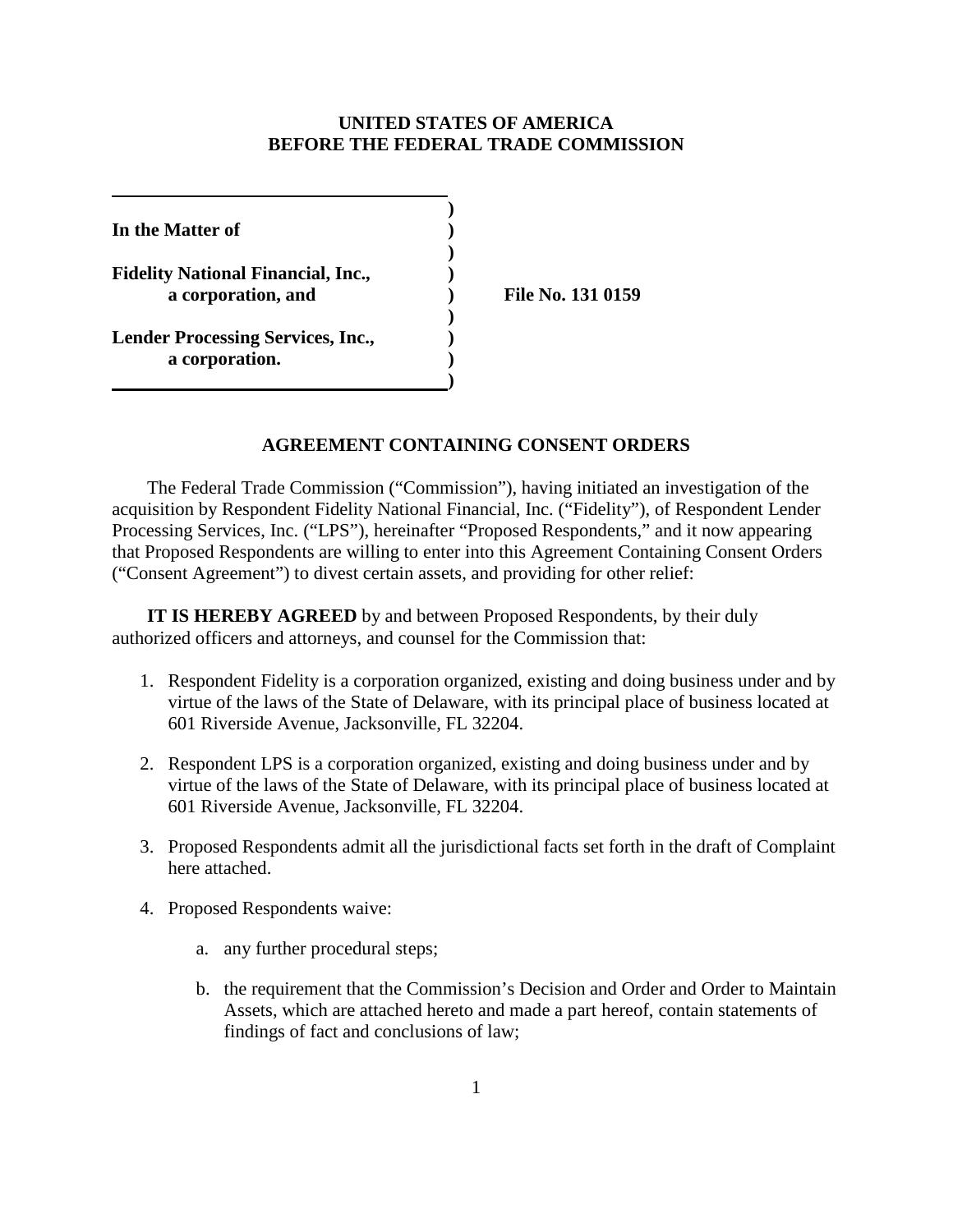**UNITED STATES OF AMERICA**
**BEFORE THE FEDERAL TRADE COMMISSION**

**In the Matter of**

**Fidelity National Financial, Inc.,**
**a corporation, and**

**Lender Processing Services, Inc.,**
**a corporation.**

**File No. 131 0159**

## AGREEMENT CONTAINING CONSENT ORDERS

The Federal Trade Commission ("Commission"), having initiated an investigation of the acquisition by Respondent Fidelity National Financial, Inc. ("Fidelity"), of Respondent Lender Processing Services, Inc. ("LPS"), hereinafter "Proposed Respondents," and it now appearing that Proposed Respondents are willing to enter into this Agreement Containing Consent Orders ("Consent Agreement") to divest certain assets, and providing for other relief:

**IT IS HEREBY AGREED** by and between Proposed Respondents, by their duly authorized officers and attorneys, and counsel for the Commission that:

1. Respondent Fidelity is a corporation organized, existing and doing business under and by virtue of the laws of the State of Delaware, with its principal place of business located at 601 Riverside Avenue, Jacksonville, FL 32204.
2. Respondent LPS is a corporation organized, existing and doing business under and by virtue of the laws of the State of Delaware, with its principal place of business located at 601 Riverside Avenue, Jacksonville, FL 32204.
3. Proposed Respondents admit all the jurisdictional facts set forth in the draft of Complaint here attached.
4. Proposed Respondents waive:
    a. any further procedural steps;
    b. the requirement that the Commission's Decision and Order and Order to Maintain Assets, which are attached hereto and made a part hereof, contain statements of findings of fact and conclusions of law;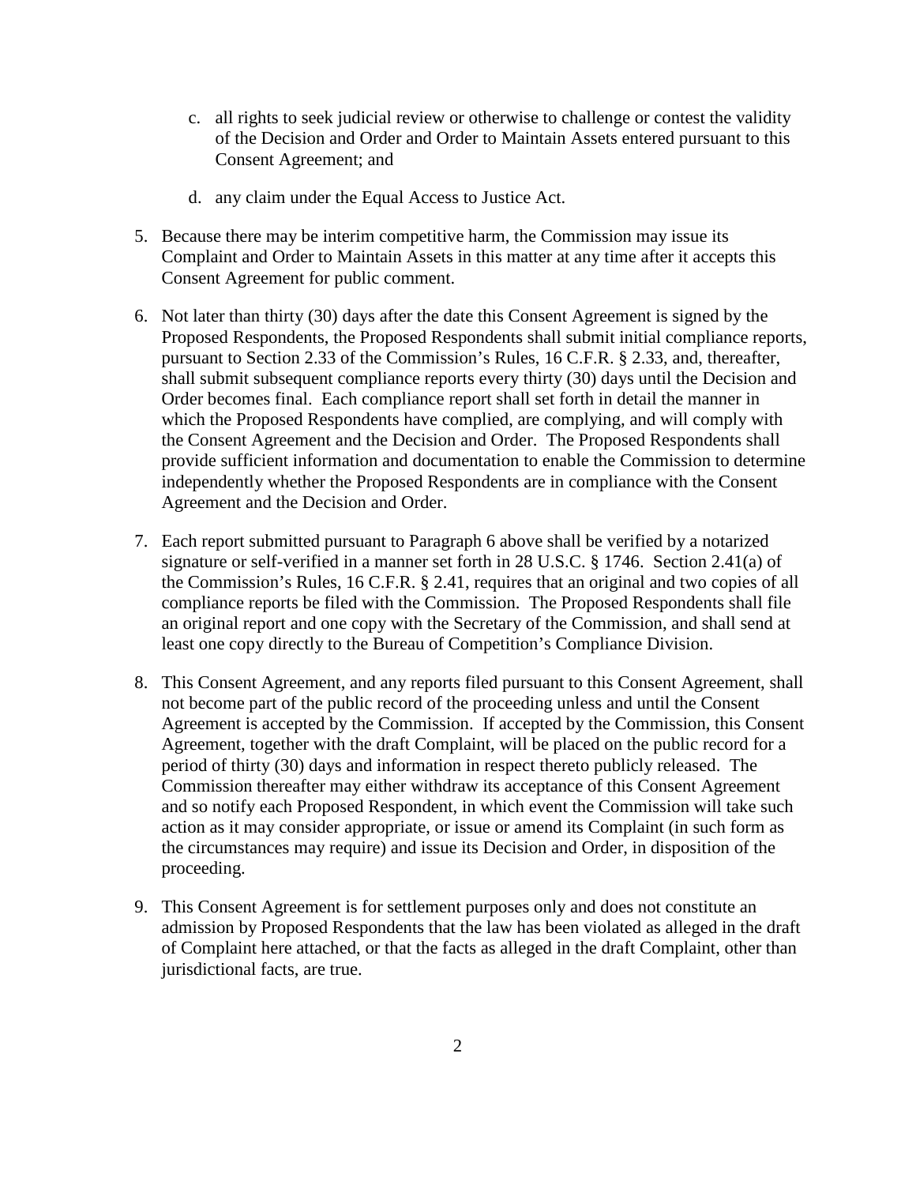c. all rights to seek judicial review or otherwise to challenge or contest the validity of the Decision and Order and Order to Maintain Assets entered pursuant to this Consent Agreement; and

   d. any claim under the Equal Access to Justice Act.

5. Because there may be interim competitive harm, the Commission may issue its Complaint and Order to Maintain Assets in this matter at any time after it accepts this Consent Agreement for public comment.

6. Not later than thirty (30) days after the date this Consent Agreement is signed by the Proposed Respondents, the Proposed Respondents shall submit initial compliance reports, pursuant to Section 2.33 of the Commission's Rules, 16 C.F.R. § 2.33, and, thereafter, shall submit subsequent compliance reports every thirty (30) days until the Decision and Order becomes final. Each compliance report shall set forth in detail the manner in which the Proposed Respondents have complied, are complying, and will comply with the Consent Agreement and the Decision and Order. The Proposed Respondents shall provide sufficient information and documentation to enable the Commission to determine independently whether the Proposed Respondents are in compliance with the Consent Agreement and the Decision and Order.

7. Each report submitted pursuant to Paragraph 6 above shall be verified by a notarized signature or self-verified in a manner set forth in 28 U.S.C. § 1746. Section 2.41(a) of the Commission's Rules, 16 C.F.R. § 2.41, requires that an original and two copies of all compliance reports be filed with the Commission. The Proposed Respondents shall file an original report and one copy with the Secretary of the Commission, and shall send at least one copy directly to the Bureau of Competition's Compliance Division.

8. This Consent Agreement, and any reports filed pursuant to this Consent Agreement, shall not become part of the public record of the proceeding unless and until the Consent Agreement is accepted by the Commission. If accepted by the Commission, this Consent Agreement, together with the draft Complaint, will be placed on the public record for a period of thirty (30) days and information in respect thereto publicly released. The Commission thereafter may either withdraw its acceptance of this Consent Agreement and so notify each Proposed Respondent, in which event the Commission will take such action as it may consider appropriate, or issue or amend its Complaint (in such form as the circumstances may require) and issue its Decision and Order, in disposition of the proceeding.

9. This Consent Agreement is for settlement purposes only and does not constitute an admission by Proposed Respondents that the law has been violated as alleged in the draft of Complaint here attached, or that the facts as alleged in the draft Complaint, other than jurisdictional facts, are true.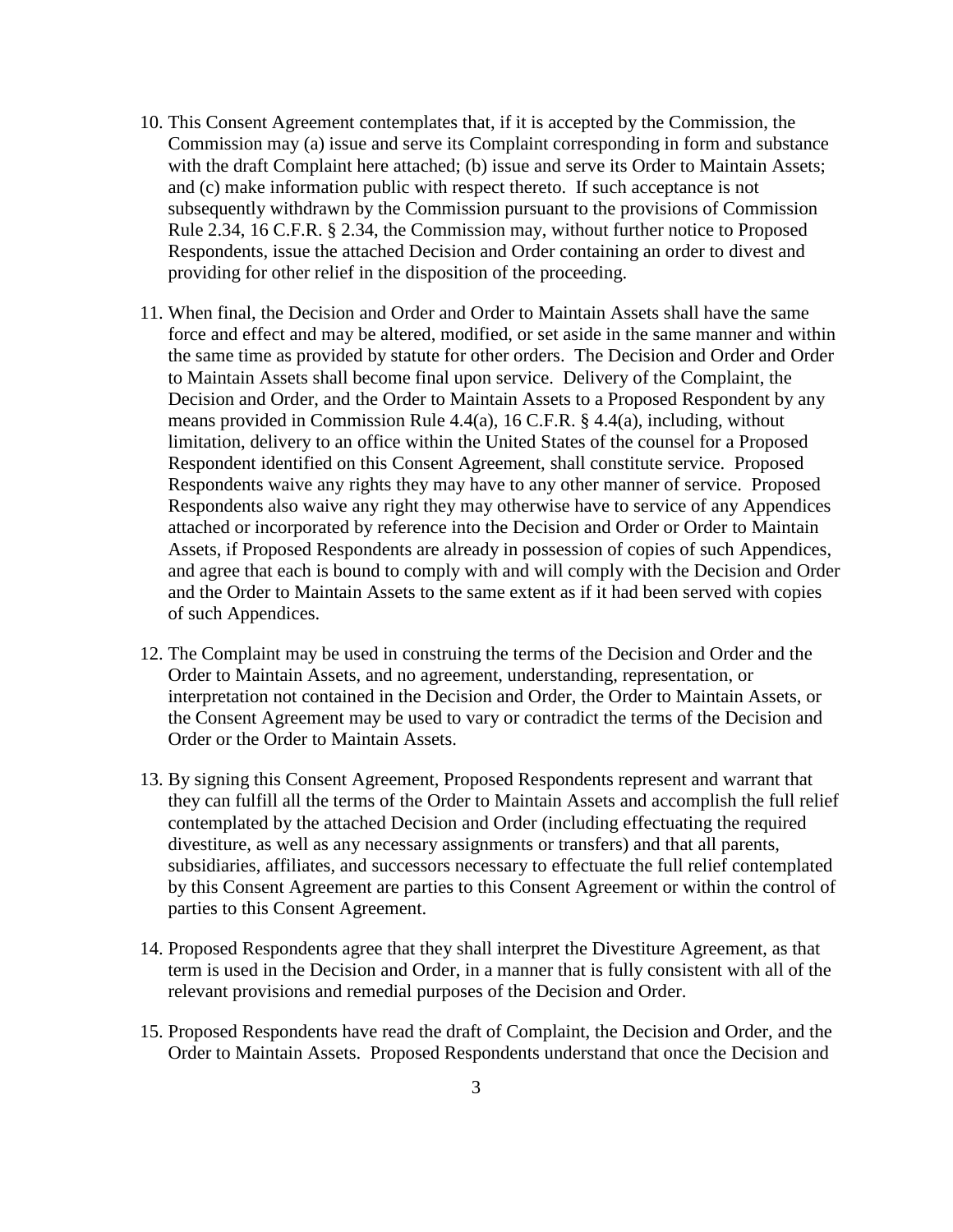10. This Consent Agreement contemplates that, if it is accepted by the Commission, the Commission may (a) issue and serve its Complaint corresponding in form and substance with the draft Complaint here attached; (b) issue and serve its Order to Maintain Assets; and (c) make information public with respect thereto. If such acceptance is not subsequently withdrawn by the Commission pursuant to the provisions of Commission Rule 2.34, 16 C.F.R. § 2.34, the Commission may, without further notice to Proposed Respondents, issue the attached Decision and Order containing an order to divest and providing for other relief in the disposition of the proceeding.

11. When final, the Decision and Order and Order to Maintain Assets shall have the same force and effect and may be altered, modified, or set aside in the same manner and within the same time as provided by statute for other orders. The Decision and Order and Order to Maintain Assets shall become final upon service. Delivery of the Complaint, the Decision and Order, and the Order to Maintain Assets to a Proposed Respondent by any means provided in Commission Rule 4.4(a), 16 C.F.R. § 4.4(a), including, without limitation, delivery to an office within the United States of the counsel for a Proposed Respondent identified on this Consent Agreement, shall constitute service. Proposed Respondents waive any rights they may have to any other manner of service. Proposed Respondents also waive any right they may otherwise have to service of any Appendices attached or incorporated by reference into the Decision and Order or Order to Maintain Assets, if Proposed Respondents are already in possession of copies of such Appendices, and agree that each is bound to comply with and will comply with the Decision and Order and the Order to Maintain Assets to the same extent as if it had been served with copies of such Appendices.

12. The Complaint may be used in construing the terms of the Decision and Order and the Order to Maintain Assets, and no agreement, understanding, representation, or interpretation not contained in the Decision and Order, the Order to Maintain Assets, or the Consent Agreement may be used to vary or contradict the terms of the Decision and Order or the Order to Maintain Assets.

13. By signing this Consent Agreement, Proposed Respondents represent and warrant that they can fulfill all the terms of the Order to Maintain Assets and accomplish the full relief contemplated by the attached Decision and Order (including effectuating the required divestiture, as well as any necessary assignments or transfers) and that all parents, subsidiaries, affiliates, and successors necessary to effectuate the full relief contemplated by this Consent Agreement are parties to this Consent Agreement or within the control of parties to this Consent Agreement.

14. Proposed Respondents agree that they shall interpret the Divestiture Agreement, as that term is used in the Decision and Order, in a manner that is fully consistent with all of the relevant provisions and remedial purposes of the Decision and Order.

15. Proposed Respondents have read the draft of Complaint, the Decision and Order, and the Order to Maintain Assets. Proposed Respondents understand that once the Decision and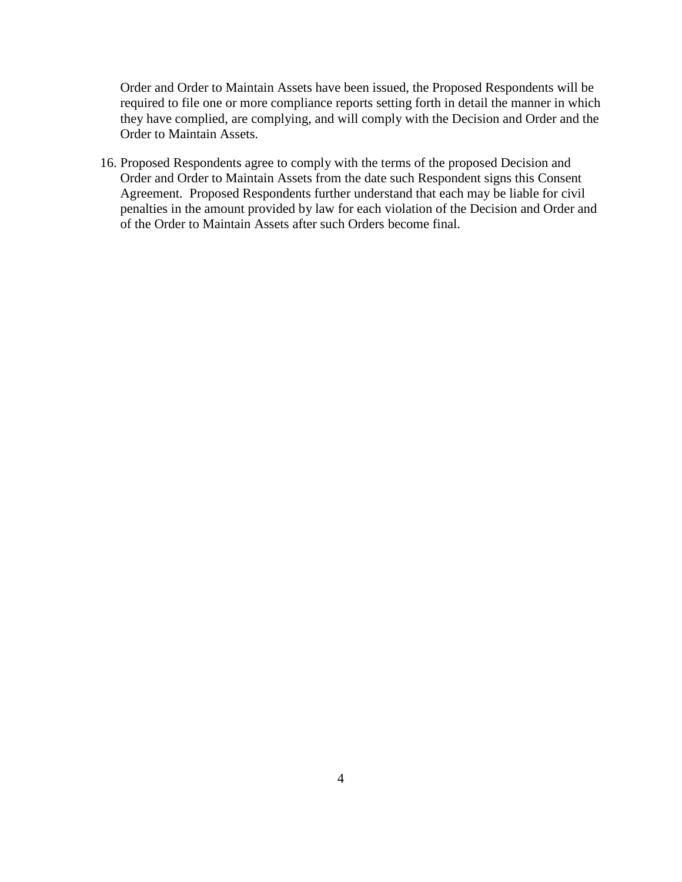Order and Order to Maintain Assets have been issued, the Proposed Respondents will be required to file one or more compliance reports setting forth in detail the manner in which they have complied, are complying, and will comply with the Decision and Order and the Order to Maintain Assets.

16. Proposed Respondents agree to comply with the terms of the proposed Decision and Order and Order to Maintain Assets from the date such Respondent signs this Consent Agreement. Proposed Respondents further understand that each may be liable for civil penalties in the amount provided by law for each violation of the Decision and Order and of the Order to Maintain Assets after such Orders become final.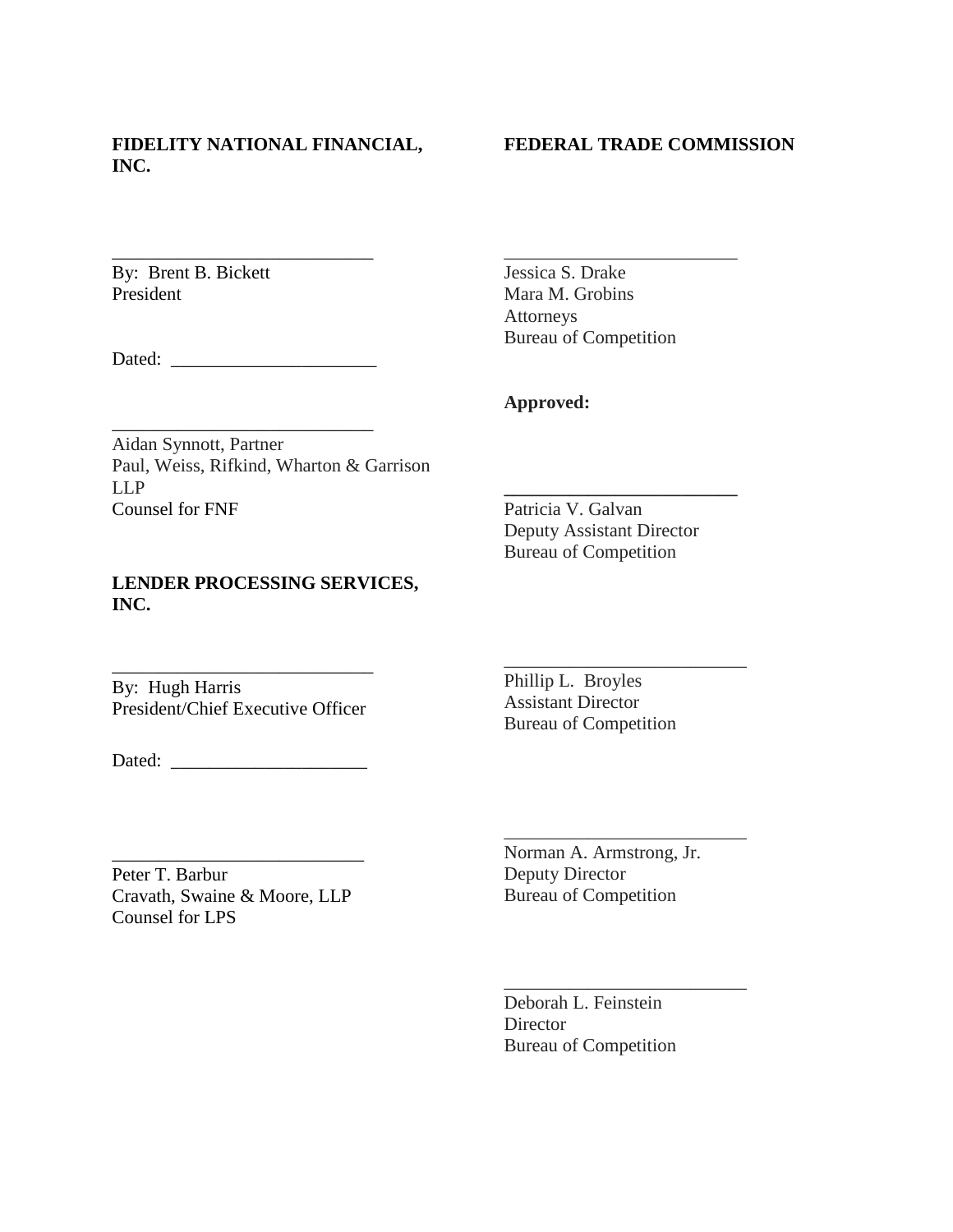**FIDELITY NATIONAL FINANCIAL, INC.**

\_\_\_\_\_\_\_\_\_\_\_\_\_\_\_\_\_\_\_\_\_\_\_\_\_\_\_\_

By: Brent B. Bickett
President

Dated: \_\_\_\_\_\_\_\_\_\_\_\_\_\_\_\_\_\_\_\_\_\_

\_\_\_\_\_\_\_\_\_\_\_\_\_\_\_\_\_\_\_\_\_\_\_\_\_\_\_\_

Aidan Synnott, Partner
Paul, Weiss, Rifkind, Wharton & Garrison LLP
Counsel for FNF

**LENDER PROCESSING SERVICES, INC.**

\_\_\_\_\_\_\_\_\_\_\_\_\_\_\_\_\_\_\_\_\_\_\_\_\_\_\_\_

By: Hugh Harris
President/Chief Executive Officer

Dated: \_\_\_\_\_\_\_\_\_\_\_\_\_\_\_\_\_\_\_\_\_

\_\_\_\_\_\_\_\_\_\_\_\_\_\_\_\_\_\_\_\_\_\_\_\_\_\_\_

Peter T. Barbur
Cravath, Swaine & Moore, LLP
Counsel for LPS

**FEDERAL TRADE COMMISSION**

\_\_\_\_\_\_\_\_\_\_\_\_\_\_\_\_\_\_\_\_\_\_\_\_\_\_

Jessica S. Drake
Mara M. Grobins
Attorneys
Bureau of Competition

**Approved:**

\_\_\_\_\_\_\_\_\_\_\_\_\_\_\_\_\_\_\_\_\_\_\_\_\_\_

Patricia V. Galvan
Deputy Assistant Director
Bureau of Competition

\_\_\_\_\_\_\_\_\_\_\_\_\_\_\_\_\_\_\_\_\_\_\_\_\_\_\_

Phillip L. Broyles
Assistant Director
Bureau of Competition

\_\_\_\_\_\_\_\_\_\_\_\_\_\_\_\_\_\_\_\_\_\_\_\_\_\_\_

Norman A. Armstrong, Jr.
Deputy Director
Bureau of Competition

\_\_\_\_\_\_\_\_\_\_\_\_\_\_\_\_\_\_\_\_\_\_\_\_\_\_\_

Deborah L. Feinstein
Director
Bureau of Competition